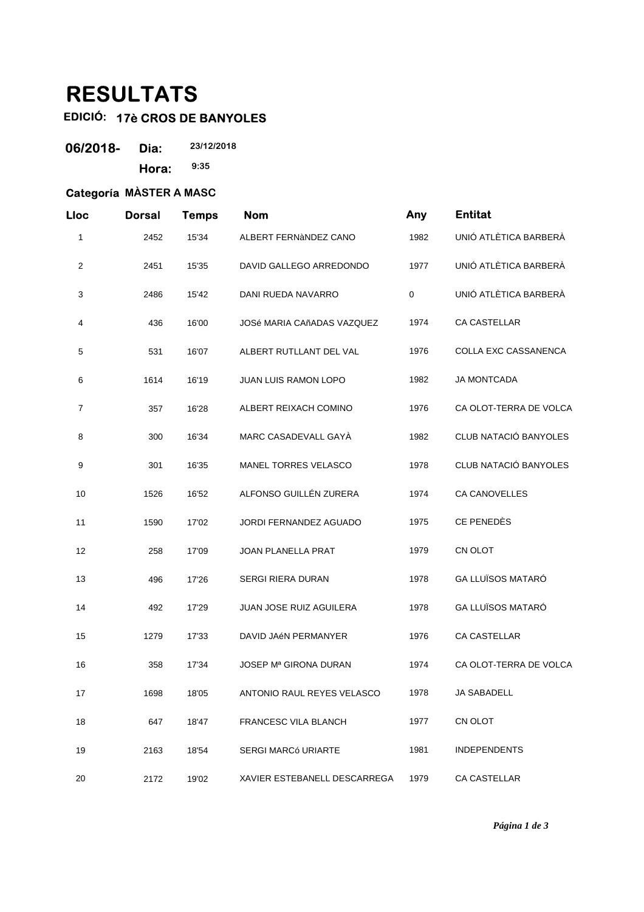# RESULTATS

**EDICIÓ: 17è CROS DE BANYOLES**

**06/2018- Dia:** 23/12/2018

**Hora:** 9:35

**Categoría MÀSTER A MASC**

| Lloc | Dorsal | Temps | Nom | Any | Entitat |
|---|---|---|---|---|---|
| 1 | 2452 | 15'34 | ALBERT FERNàNDEZ CANO | 1982 | UNIÓ ATLÈTICA BARBERÀ |
| 2 | 2451 | 15'35 | DAVID GALLEGO ARREDONDO | 1977 | UNIÓ ATLÈTICA BARBERÀ |
| 3 | 2486 | 15'42 | DANI RUEDA NAVARRO | 0 | UNIÓ ATLÈTICA BARBERÀ |
| 4 | 436 | 16'00 | JOSé MARIA CAñADAS VAZQUEZ | 1974 | CA CASTELLAR |
| 5 | 531 | 16'07 | ALBERT RUTLLANT DEL VAL | 1976 | COLLA EXC CASSANENCA |
| 6 | 1614 | 16'19 | JUAN LUIS RAMON LOPO | 1982 | JA MONTCADA |
| 7 | 357 | 16'28 | ALBERT REIXACH COMINO | 1976 | CA OLOT-TERRA DE VOLCA |
| 8 | 300 | 16'34 | MARC CASADEVALL GAYÀ | 1982 | CLUB NATACIÓ BANYOLES |
| 9 | 301 | 16'35 | MANEL TORRES VELASCO | 1978 | CLUB NATACIÓ BANYOLES |
| 10 | 1526 | 16'52 | ALFONSO GUILLÉN ZURERA | 1974 | CA CANOVELLES |
| 11 | 1590 | 17'02 | JORDI FERNANDEZ AGUADO | 1975 | CE PENEDÈS |
| 12 | 258 | 17'09 | JOAN PLANELLA PRAT | 1979 | CN OLOT |
| 13 | 496 | 17'26 | SERGI RIERA DURAN | 1978 | GA LLUÏSOS MATARÓ |
| 14 | 492 | 17'29 | JUAN JOSE RUIZ AGUILERA | 1978 | GA LLUÏSOS MATARÓ |
| 15 | 1279 | 17'33 | DAVID JAéN PERMANYER | 1976 | CA CASTELLAR |
| 16 | 358 | 17'34 | JOSEP Mª GIRONA DURAN | 1974 | CA OLOT-TERRA DE VOLCA |
| 17 | 1698 | 18'05 | ANTONIO RAUL REYES VELASCO | 1978 | JA SABADELL |
| 18 | 647 | 18'47 | FRANCESC VILA BLANCH | 1977 | CN OLOT |
| 19 | 2163 | 18'54 | SERGI MARCó URIARTE | 1981 | INDEPENDENTS |
| 20 | 2172 | 19'02 | XAVIER ESTEBANELL DESCARREGA | 1979 | CA CASTELLAR |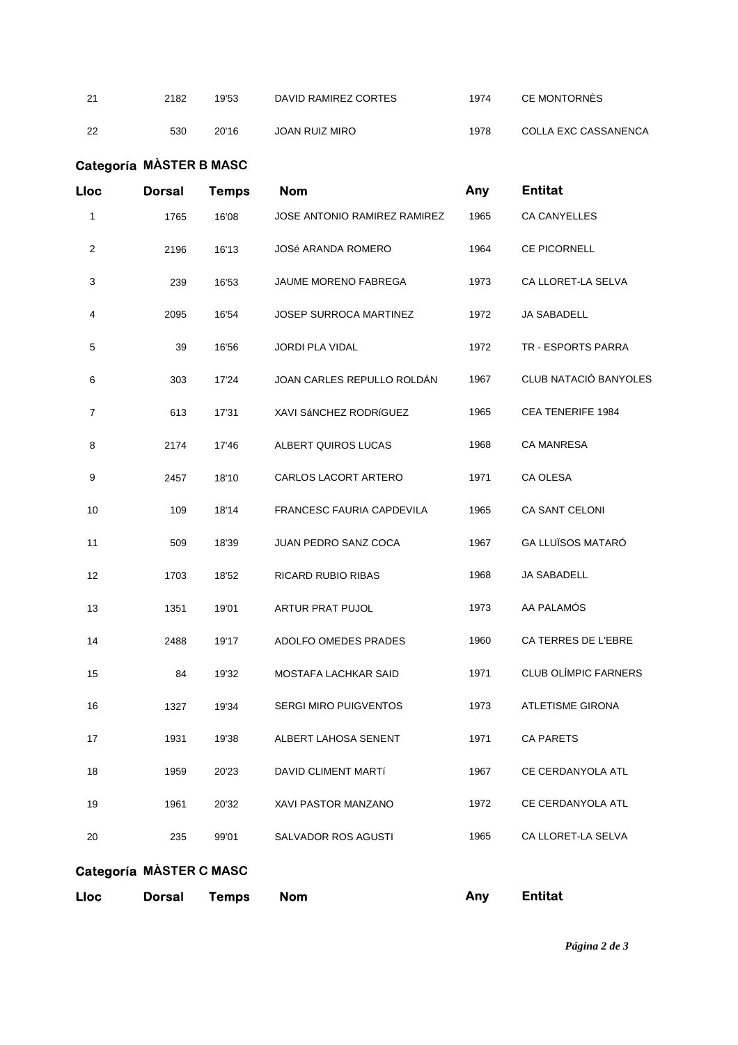| Lloc | Dorsal | Temps | Nom | Any | Entitat |
|---|---|---|---|---|---|
| 21 | 2182 | 19'53 | DAVID RAMIREZ CORTES | 1974 | CE MONTORNÈS |
| 22 | 530 | 20'16 | JOAN RUIZ MIRO | 1978 | COLLA EXC CASSANENCA |

## Categoría MÀSTER B MASC

| Lloc | Dorsal | Temps | Nom | Any | Entitat |
|---|---|---|---|---|---|
| 1 | 1765 | 16'08 | JOSE ANTONIO RAMIREZ RAMIREZ | 1965 | CA CANYELLES |
| 2 | 2196 | 16'13 | JOSé ARANDA ROMERO | 1964 | CE PICORNELL |
| 3 | 239 | 16'53 | JAUME MORENO FABREGA | 1973 | CA LLORET-LA SELVA |
| 4 | 2095 | 16'54 | JOSEP SURROCA MARTINEZ | 1972 | JA SABADELL |
| 5 | 39 | 16'56 | JORDI PLA VIDAL | 1972 | TR - ESPORTS PARRA |
| 6 | 303 | 17'24 | JOAN CARLES REPULLO ROLDÁN | 1967 | CLUB NATACIÓ BANYOLES |
| 7 | 613 | 17'31 | XAVI SáNCHEZ RODRíGUEZ | 1965 | CEA TENERIFE 1984 |
| 8 | 2174 | 17'46 | ALBERT QUIROS LUCAS | 1968 | CA MANRESA |
| 9 | 2457 | 18'10 | CARLOS LACORT ARTERO | 1971 | CA OLESA |
| 10 | 109 | 18'14 | FRANCESC FAURIA CAPDEVILA | 1965 | CA SANT CELONI |
| 11 | 509 | 18'39 | JUAN PEDRO SANZ COCA | 1967 | GA LLUÏSOS MATARÓ |
| 12 | 1703 | 18'52 | RICARD RUBIO RIBAS | 1968 | JA SABADELL |
| 13 | 1351 | 19'01 | ARTUR PRAT PUJOL | 1973 | AA PALAMÓS |
| 14 | 2488 | 19'17 | ADOLFO OMEDES PRADES | 1960 | CA TERRES DE L'EBRE |
| 15 | 84 | 19'32 | MOSTAFA LACHKAR SAID | 1971 | CLUB OLÍMPIC FARNERS |
| 16 | 1327 | 19'34 | SERGI MIRO PUIGVENTOS | 1973 | ATLETISME GIRONA |
| 17 | 1931 | 19'38 | ALBERT LAHOSA SENENT | 1971 | CA PARETS |
| 18 | 1959 | 20'23 | DAVID CLIMENT MARTí | 1967 | CE CERDANYOLA ATL |
| 19 | 1961 | 20'32 | XAVI PASTOR MANZANO | 1972 | CE CERDANYOLA ATL |
| 20 | 235 | 99'01 | SALVADOR ROS AGUSTI | 1965 | CA LLORET-LA SELVA |

## Categoría MÀSTER C MASC

| Lloc | Dorsal | Temps | Nom | Any | Entitat |
|---|---|---|---|---|---|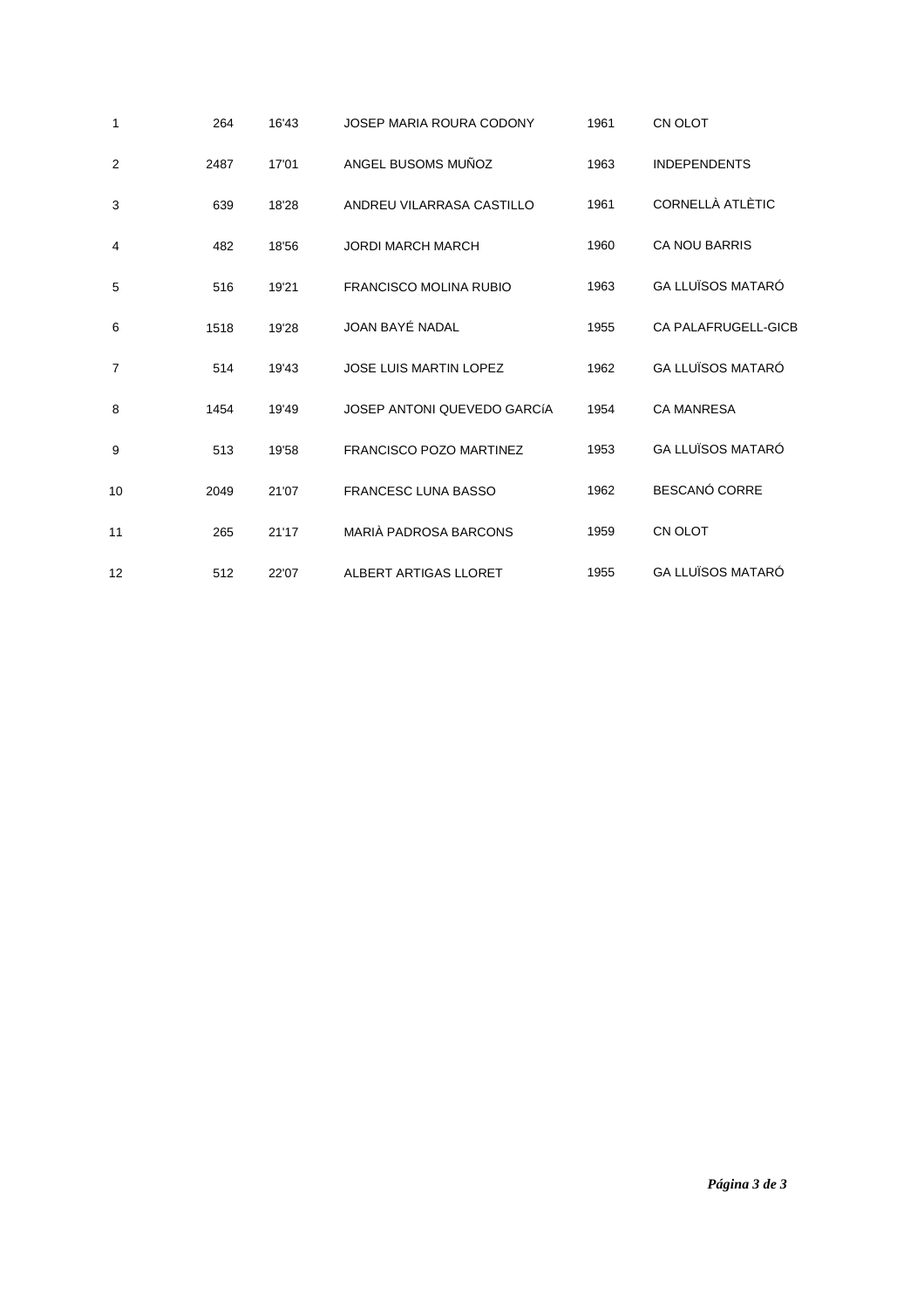| | | | | | |
|---|---|---|---|---|---|
| 1 | 264 | 16'43 | JOSEP MARIA ROURA CODONY | 1961 | CN OLOT |
| 2 | 2487 | 17'01 | ANGEL BUSOMS MUÑOZ | 1963 | INDEPENDENTS |
| 3 | 639 | 18'28 | ANDREU VILARRASA CASTILLO | 1961 | CORNELLÀ ATLÈTIC |
| 4 | 482 | 18'56 | JORDI MARCH MARCH | 1960 | CA NOU BARRIS |
| 5 | 516 | 19'21 | FRANCISCO MOLINA RUBIO | 1963 | GA LLUÏSOS MATARÓ |
| 6 | 1518 | 19'28 | JOAN BAYÉ NADAL | 1955 | CA PALAFRUGELL-GICB |
| 7 | 514 | 19'43 | JOSE LUIS MARTIN LOPEZ | 1962 | GA LLUÏSOS MATARÓ |
| 8 | 1454 | 19'49 | JOSEP ANTONI QUEVEDO GARCíA | 1954 | CA MANRESA |
| 9 | 513 | 19'58 | FRANCISCO POZO MARTINEZ | 1953 | GA LLUÏSOS MATARÓ |
| 10 | 2049 | 21'07 | FRANCESC LUNA BASSO | 1962 | BESCANÓ CORRE |
| 11 | 265 | 21'17 | MARIÀ PADROSA BARCONS | 1959 | CN OLOT |
| 12 | 512 | 22'07 | ALBERT ARTIGAS LLORET | 1955 | GA LLUÏSOS MATARÓ |